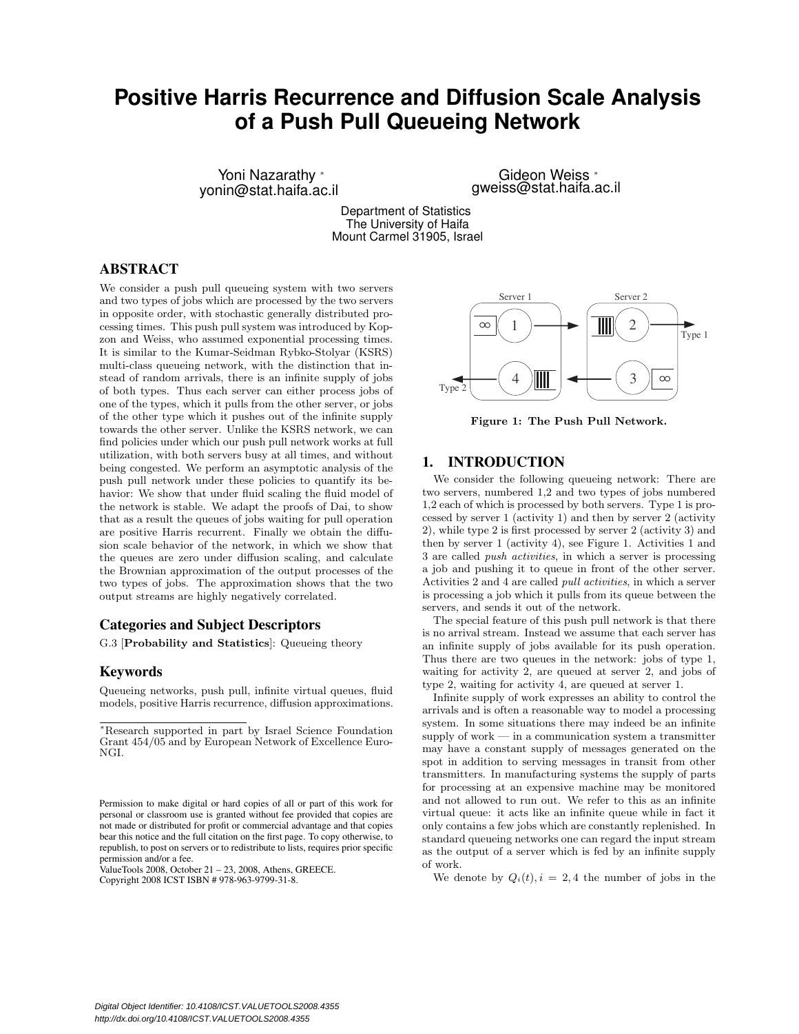# Positive Harris Recurrence and Diffusion Scale Analysis of a Push Pull Queueing Network

Yoni Nazarathy *
yonin@stat.haifa.ac.il

Gideon Weiss *
gweiss@stat.haifa.ac.il

Department of Statistics
The University of Haifa
Mount Carmel 31905, Israel

## ABSTRACT

We consider a push pull queueing system with two servers and two types of jobs which are processed by the two servers in opposite order, with stochastic generally distributed processing times. This push pull system was introduced by Kopzon and Weiss, who assumed exponential processing times. It is similar to the Kumar-Seidman Rybko-Stolyar (KSRS) multi-class queueing network, with the distinction that instead of random arrivals, there is an infinite supply of jobs of both types. Thus each server can either process jobs of one of the types, which it pulls from the other server, or jobs of the other type which it pushes out of the infinite supply towards the other server. Unlike the KSRS network, we can find policies under which our push pull network works at full utilization, with both servers busy at all times, and without being congested. We perform an asymptotic analysis of the push pull network under these policies to quantify its behavior: We show that under fluid scaling the fluid model of the network is stable. We adapt the proofs of Dai, to show that as a result the queues of jobs waiting for pull operation are positive Harris recurrent. Finally we obtain the diffusion scale behavior of the network, in which we show that the queues are zero under diffusion scaling, and calculate the Brownian approximation of the output processes of the two types of jobs. The approximation shows that the two output streams are highly negatively correlated.

## Categories and Subject Descriptors

G.3 [**Probability and Statistics**]: Queueing theory

## Keywords

Queueing networks, push pull, infinite virtual queues, fluid models, positive Harris recurrence, diffusion approximations.

*Research supported in part by Israel Science Foundation Grant 454/05 and by European Network of Excellence Euro-NGI.

Permission to make digital or hard copies of all or part of this work for personal or classroom use is granted without fee provided that copies are not made or distributed for profit or commercial advantage and that copies bear this notice and the full citation on the first page. To copy otherwise, to republish, to post on servers or to redistribute to lists, requires prior specific permission and/or a fee.
ValueTools 2008, October 21 – 23, 2008, Athens, GREECE.
Copyright 2008 ICST ISBN # 978-963-9799-31-8.

**Figure 1: The Push Pull Network.**

## 1. INTRODUCTION

We consider the following queueing network: There are two servers, numbered 1,2 and two types of jobs numbered 1,2 each of which is processed by both servers. Type 1 is processed by server 1 (activity 1) and then by server 2 (activity 2), while type 2 is first processed by server 2 (activity 3) and then by server 1 (activity 4), see Figure 1. Activities 1 and 3 are called *push activities*, in which a server is processing a job and pushing it to queue in front of the other server. Activities 2 and 4 are called *pull activities*, in which a server is processing a job which it pulls from its queue between the servers, and sends it out of the network.

The special feature of this push pull network is that there is no arrival stream. Instead we assume that each server has an infinite supply of jobs available for its push operation. Thus there are two queues in the network: jobs of type 1, waiting for activity 2, are queued at server 2, and jobs of type 2, waiting for activity 4, are queued at server 1.

Infinite supply of work expresses an ability to control the arrivals and is often a reasonable way to model a processing system. In some situations there may indeed be an infinite supply of work — in a communication system a transmitter may have a constant supply of messages generated on the spot in addition to serving messages in transit from other transmitters. In manufacturing systems the supply of parts for processing at an expensive machine may be monitored and not allowed to run out. We refer to this as an infinite virtual queue: it acts like an infinite queue while in fact it only contains a few jobs which are constantly replenished. In standard queueing networks one can regard the input stream as the output of a server which is fed by an infinite supply of work.

We denote by $Q_i(t), i = 2, 4$ the number of jobs in the

Digital Object Identifier: 10.4108/ICST.VALUETOOLS2008.4355
http://dx.doi.org/10.4108/ICST.VALUETOOLS2008.4355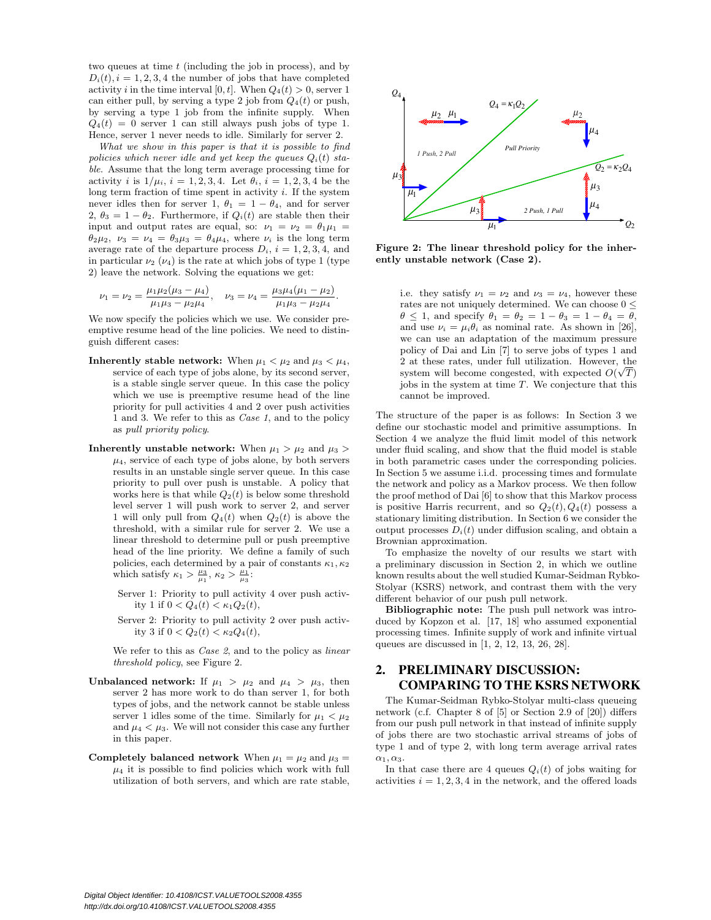two queues at time $t$ (including the job in process), and by $D_i(t), i = 1, 2, 3, 4$ the number of jobs that have completed activity $i$ in the time interval $[0, t]$. When $Q_4(t) > 0$, server 1 can either pull, by serving a type 2 job from $Q_4(t)$ or push, by serving a type 1 job from the infinite supply. When $Q_4(t) = 0$ server 1 can still always push jobs of type 1. Hence, server 1 never needs to idle. Similarly for server 2.

*What we show in this paper is that it is possible to find policies which never idle and yet keep the queues $Q_i(t)$ stable.* Assume that the long term average processing time for activity $i$ is $1/\mu_i$, $i = 1, 2, 3, 4$. Let $\theta_i$, $i = 1, 2, 3, 4$ be the long term fraction of time spent in activity $i$. If the system never idles then for server 1, $\theta_1 = 1 - \theta_4$, and for server 2, $\theta_3 = 1 - \theta_2$. Furthermore, if $Q_i(t)$ are stable then their input and output rates are equal, so: $\nu_1 = \nu_2 = \theta_1\mu_1 = \theta_2\mu_2$, $\nu_3 = \nu_4 = \theta_3\mu_3 = \theta_4\mu_4$, where $\nu_i$ is the long term average rate of the departure process $D_i$, $i = 1, 2, 3, 4$, and in particular $\nu_2$ ($\nu_4$) is the rate at which jobs of type 1 (type 2) leave the network. Solving the equations we get:

$$\nu_1 = \nu_2 = \frac{\mu_1\mu_2(\mu_3 - \mu_4)}{\mu_1\mu_3 - \mu_2\mu_4}, \quad \nu_3 = \nu_4 = \frac{\mu_3\mu_4(\mu_1 - \mu_2)}{\mu_1\mu_3 - \mu_2\mu_4}.$$

We now specify the policies which we use. We consider preemptive resume head of the line policies. We need to distinguish different cases:

**Inherently stable network:** When $\mu_1 < \mu_2$ and $\mu_3 < \mu_4$, service of each type of jobs alone, by its second server, is a stable single server queue. In this case the policy which we use is preemptive resume head of the line priority for pull activities 4 and 2 over push activities 1 and 3. We refer to this as *Case 1*, and to the policy as *pull priority policy*.

**Inherently unstable network:** When $\mu_1 > \mu_2$ and $\mu_3 > \mu_4$, service of each type of jobs alone, by both servers results in an unstable single server queue. In this case priority to pull over push is unstable. A policy that works here is that while $Q_2(t)$ is below some threshold level server 1 will push work to server 2, and server 1 will only pull from $Q_4(t)$ when $Q_2(t)$ is above the threshold, with a similar rule for server 2. We use a linear threshold to determine pull or push preemptive head of the line priority. We define a family of such policies, each determined by a pair of constants $\kappa_1, \kappa_2$ which satisfy $\kappa_1 > \frac{\mu_3}{\mu_1}$, $\kappa_2 > \frac{\mu_1}{\mu_3}$:

> Server 1: Priority to pull activity 4 over push activity 1 if $0 < Q_4(t) < \kappa_1 Q_2(t)$,
>
> Server 2: Priority to pull activity 2 over push activity 3 if $0 < Q_2(t) < \kappa_2 Q_4(t)$,

We refer to this as *Case 2*, and to the policy as *linear threshold policy*, see Figure 2.

**Unbalanced network:** If $\mu_1 > \mu_2$ and $\mu_4 > \mu_3$, then server 2 has more work to do than server 1, for both types of jobs, and the network cannot be stable unless server 1 idles some of the time. Similarly for $\mu_1 < \mu_2$ and $\mu_4 < \mu_3$. We will not consider this case any further in this paper.

**Completely balanced network** When $\mu_1 = \mu_2$ and $\mu_3 = \mu_4$ it is possible to find policies which work with full utilization of both servers, and which are rate stable, i.e. they satisfy $\nu_1 = \nu_2$ and $\nu_3 = \nu_4$, however these rates are not uniquely determined. We can choose $0 \le \theta \le 1$, and specify $\theta_1 = \theta_2 = 1 - \theta_3 = 1 - \theta_4 = \theta$, and use $\nu_i = \mu_i\theta_i$ as nominal rate. As shown in [26], we can use an adaptation of the maximum pressure policy of Dai and Lin [7] to serve jobs of types 1 and 2 at these rates, under full utilization. However, the system will become congested, with expected $O(\sqrt{T})$ jobs in the system at time $T$. We conjecture that this cannot be improved.

**Figure 2: The linear threshold policy for the inherently unstable network (Case 2).**

The structure of the paper is as follows: In Section 3 we define our stochastic model and primitive assumptions. In Section 4 we analyze the fluid limit model of this network under fluid scaling, and show that the fluid model is stable in both parametric cases under the corresponding policies. In Section 5 we assume i.i.d. processing times and formulate the network and policy as a Markov process. We then follow the proof method of Dai [6] to show that this Markov process is positive Harris recurrent, and so $Q_2(t), Q_4(t)$ possess a stationary limiting distribution. In Section 6 we consider the output processes $D_i(t)$ under diffusion scaling, and obtain a Brownian approximation.

To emphasize the novelty of our results we start with a preliminary discussion in Section 2, in which we outline known results about the well studied Kumar-Seidman Rybko-Stolyar (KSRS) network, and contrast them with the very different behavior of our push pull network.

**Bibliographic note:** The push pull network was introduced by Kopzon et al. [17, 18] who assumed exponential processing times. Infinite supply of work and infinite virtual queues are discussed in [1, 2, 12, 13, 26, 28].

## 2. PRELIMINARY DISCUSSION: COMPARING TO THE KSRS NETWORK

The Kumar-Seidman Rybko-Stolyar multi-class queueing network (c.f. Chapter 8 of [5] or Section 2.9 of [20]) differs from our push pull network in that instead of infinite supply of jobs there are two stochastic arrival streams of jobs of type 1 and of type 2, with long term average arrival rates $\alpha_1, \alpha_3$.

In that case there are 4 queues $Q_i(t)$ of jobs waiting for activities $i = 1, 2, 3, 4$ in the network, and the offered loads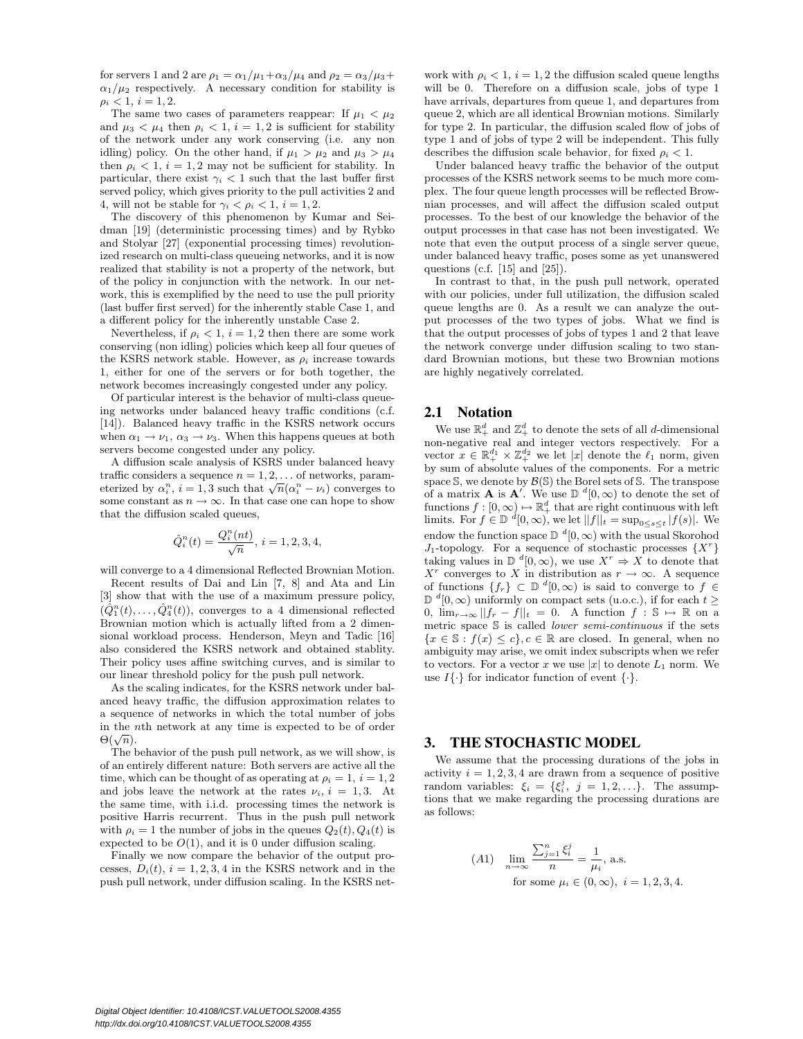for servers 1 and 2 are $\rho_1 = \alpha_1/\mu_1 + \alpha_3/\mu_4$ and $\rho_2 = \alpha_3/\mu_3 + \alpha_1/\mu_2$ respectively. A necessary condition for stability is $\rho_i < 1$, $i = 1, 2$.

The same two cases of parameters reappear: If $\mu_1 < \mu_2$ and $\mu_3 < \mu_4$ then $\rho_i < 1$, $i = 1, 2$ is sufficient for stability of the network under any work conserving (i.e. any non idling) policy. On the other hand, if $\mu_1 > \mu_2$ and $\mu_3 > \mu_4$ then $\rho_i < 1$, $i = 1, 2$ may not be sufficient for stability. In particular, there exist $\gamma_i < 1$ such that the last buffer first served policy, which gives priority to the pull activities 2 and 4, will not be stable for $\gamma_i < \rho_i < 1$, $i = 1, 2$.

The discovery of this phenomenon by Kumar and Seidman [19] (deterministic processing times) and by Rybko and Stolyar [27] (exponential processing times) revolutionized research on multi-class queueing networks, and it is now realized that stability is not a property of the network, but of the policy in conjunction with the network. In our network, this is exemplified by the need to use the pull priority (last buffer first served) for the inherently stable Case 1, and a different policy for the inherently unstable Case 2.

Nevertheless, if $\rho_i < 1$, $i = 1, 2$ then there are some work conserving (non idling) policies which keep all four queues of the KSRS network stable. However, as $\rho_i$ increase towards 1, either for one of the servers or for both together, the network becomes increasingly congested under any policy.

Of particular interest is the behavior of multi-class queueing networks under balanced heavy traffic conditions (c.f. [14]). Balanced heavy traffic in the KSRS network occurs when $\alpha_1 \to \nu_1$, $\alpha_3 \to \nu_3$. When this happens queues at both servers become congested under any policy.

A diffusion scale analysis of KSRS under balanced heavy traffic considers a sequence $n = 1, 2, \ldots$ of networks, parameterized by $\alpha_i^n$, $i = 1, 3$ such that $\sqrt{n}(\alpha_i^n - \nu_i)$ converges to some constant as $n \to \infty$. In that case one can hope to show that the diffusion scaled queues,

$$\hat{Q}_i^n(t) = \frac{Q_i^n(nt)}{\sqrt{n}},\ i = 1, 2, 3, 4,$$

will converge to a 4 dimensional Reflected Brownian Motion.

Recent results of Dai and Lin [7, 8] and Ata and Lin [3] show that with the use of a maximum pressure policy, $(\hat{Q}_1^n(t), \ldots, \hat{Q}_4^n(t))$, converges to a 4 dimensional reflected Brownian motion which is actually lifted from a 2 dimensional workload process. Henderson, Meyn and Tadic [16] also considered the KSRS network and obtained stablity. Their policy uses affine switching curves, and is similar to our linear threshold policy for the push pull network.

As the scaling indicates, for the KSRS network under balanced heavy traffic, the diffusion approximation relates to a sequence of networks in which the total number of jobs in the $n$th network at any time is expected to be of order $\Theta(\sqrt{n})$.

The behavior of the push pull network, as we will show, is of an entirely different nature: Both servers are active all the time, which can be thought of as operating at $\rho_i = 1$, $i = 1, 2$ and jobs leave the network at the rates $\nu_i$, $i = 1, 3$. At the same time, with i.i.d. processing times the network is positive Harris recurrent. Thus in the push pull network with $\rho_i = 1$ the number of jobs in the queues $Q_2(t), Q_4(t)$ is expected to be $O(1)$, and it is 0 under diffusion scaling.

Finally we now compare the behavior of the output processes, $D_i(t)$, $i = 1, 2, 3, 4$ in the KSRS network and in the push pull network, under diffusion scaling. In the KSRS network with $\rho_i < 1$, $i = 1, 2$ the diffusion scaled queue lengths will be 0. Therefore on a diffusion scale, jobs of type 1 have arrivals, departures from queue 1, and departures from queue 2, which are all identical Brownian motions. Similarly for type 2. In particular, the diffusion scaled flow of jobs of type 1 and of jobs of type 2 will be independent. This fully describes the diffusion scale behavior, for fixed $\rho_i < 1$.

Under balanced heavy traffic the behavior of the output processes of the KSRS network seems to be much more complex. The four queue length processes will be reflected Brownian processes, and will affect the diffusion scaled output processes. To the best of our knowledge the behavior of the output processes in that case has not been investigated. We note that even the output process of a single server queue, under balanced heavy traffic, poses some as yet unanswered questions (c.f. [15] and [25]).

In contrast to that, in the push pull network, operated with our policies, under full utilization, the diffusion scaled queue lengths are 0. As a result we can analyze the output processes of the two types of jobs. What we find is that the output processes of jobs of types 1 and 2 that leave the network converge under diffusion scaling to two standard Brownian motions, but these two Brownian motions are highly negatively correlated.

## 2.1 Notation

We use $\mathbb{R}_+^d$ and $\mathbb{Z}_+^d$ to denote the sets of all $d$-dimensional non-negative real and integer vectors respectively. For a vector $x \in \mathbb{R}_+^{d_1} \times \mathbb{Z}_+^{d_2}$ we let $|x|$ denote the $\ell_1$ norm, given by sum of absolute values of the components. For a metric space $\mathbb{S}$, we denote by $\mathcal{B}(\mathbb{S})$ the Borel sets of $\mathbb{S}$. The transpose of a matrix $\mathbf{A}$ is $\mathbf{A}'$. We use $\mathbb{D}^{\,d}[0, \infty)$ to denote the set of functions $f : [0, \infty) \mapsto \mathbb{R}_+^d$ that are right continuous with left limits. For $f \in \mathbb{D}^{\,d}[0, \infty)$, we let $||f||_t = \sup_{0 \le s \le t} |f(s)|$. We endow the function space $\mathbb{D}^{\,d}[0, \infty)$ with the usual Skorohod $J_1$-topology. For a sequence of stochastic processes $\{X^r\}$ taking values in $\mathbb{D}^{\,d}[0, \infty)$, we use $X^r \Rightarrow X$ to denote that $X^r$ converges to $X$ in distribution as $r \to \infty$. A sequence of functions $\{f_r\} \subset \mathbb{D}^{\,d}[0, \infty)$ is said to converge to $f \in \mathbb{D}^{\,d}[0, \infty)$ uniformly on compact sets (u.o.c.), if for each $t \ge 0$, $\lim_{r \to \infty} ||f_r - f||_t = 0$. A function $f : \mathbb{S} \mapsto \mathbb{R}$ on a metric space $\mathbb{S}$ is called *lower semi-continuous* if the sets $\{x \in \mathbb{S} : f(x) \le c\}, c \in \mathbb{R}$ are closed. In general, when no ambiguity may arise, we omit index subscripts when we refer to vectors. For a vector $x$ we use $|x|$ to denote $L_1$ norm. We use $I\{\cdot\}$ for indicator function of event $\{\cdot\}$.

# 3. THE STOCHASTIC MODEL

We assume that the processing durations of the jobs in activity $i = 1, 2, 3, 4$ are drawn from a sequence of positive random variables: $\xi_i = \{\xi_i^j,\ j = 1, 2, \ldots\}$. The assumptions that we make regarding the processing durations are as follows:

$$(A1)\quad \lim_{n \to \infty} \frac{\sum_{j=1}^n \xi_i^j}{n} = \frac{1}{\mu_i}, \text{ a.s.}$$
$$\text{for some } \mu_i \in (0, \infty),\ i = 1, 2, 3, 4.$$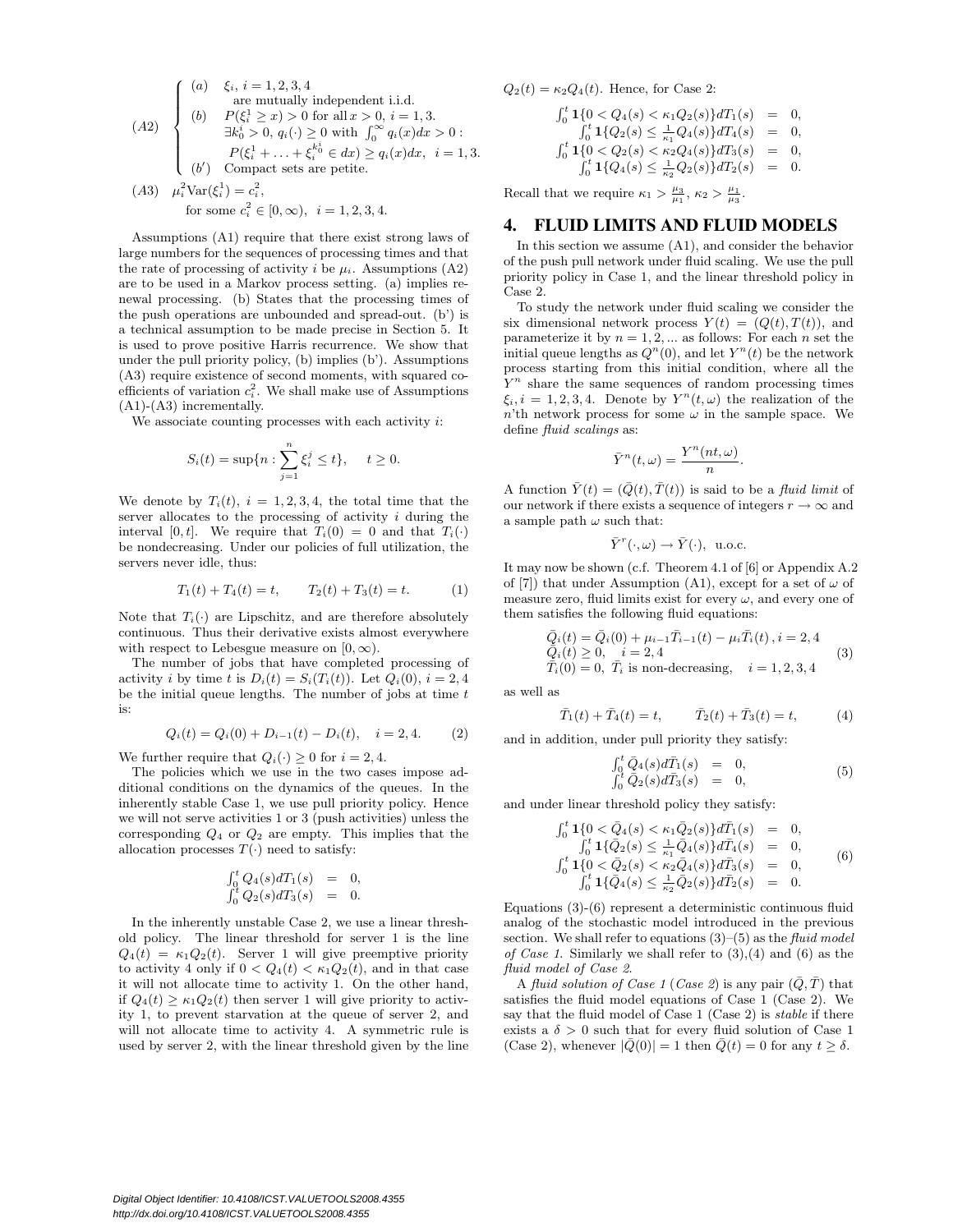$$
(A2) \quad \begin{cases} (a) & \xi_i,\ i = 1,2,3,4 \\ & \quad \text{are mutually independent i.i.d.} \\ (b) & P(\xi_i^1 \ge x) > 0 \text{ for all } x > 0,\ i = 1,3. \\ & \exists k_0^i > 0,\ q_i(\cdot) \ge 0 \text{ with } \int_0^\infty q_i(x)dx > 0 : \\ & \quad P(\xi_i^1 + \ldots + \xi_i^{k_0^i} \in dx) \ge q_i(x)dx,\ \ i = 1,3. \\ (b') & \text{Compact sets are petite.} \end{cases}
$$

$$
(A3) \quad \mu_i^2 \mathrm{Var}(\xi_i^1) = c_i^2, \quad \text{for some } c_i^2 \in [0,\infty),\ \ i = 1,2,3,4.
$$

Assumptions (A1) require that there exist strong laws of large numbers for the sequences of processing times and that the rate of processing of activity $i$ be $\mu_i$. Assumptions (A2) are to be used in a Markov process setting. (a) implies renewal processing. (b) States that the processing times of the push operations are unbounded and spread-out. (b') is a technical assumption to be made precise in Section 5. It is used to prove positive Harris recurrence. We show that under the pull priority policy, (b) implies (b'). Assumptions (A3) require existence of second moments, with squared coefficients of variation $c_i^2$. We shall make use of Assumptions (A1)-(A3) incrementally.

We associate counting processes with each activity $i$:

$$
S_i(t) = \sup\{n : \sum_{j=1}^{n} \xi_i^j \le t\}, \quad t \ge 0.
$$

We denote by $T_i(t)$, $i = 1,2,3,4$, the total time that the server allocates to the processing of activity $i$ during the interval $[0,t]$. We require that $T_i(0) = 0$ and that $T_i(\cdot)$ be nondecreasing. Under our policies of full utilization, the servers never idle, thus:

$$
T_1(t) + T_4(t) = t, \qquad T_2(t) + T_3(t) = t. \tag{1}
$$

Note that $T_i(\cdot)$ are Lipschitz, and are therefore absolutely continuous. Thus their derivative exists almost everywhere with respect to Lebesgue measure on $[0,\infty)$.

The number of jobs that have completed processing of activity $i$ by time $t$ is $D_i(t) = S_i(T_i(t))$. Let $Q_i(0)$, $i = 2,4$ be the initial queue lengths. The number of jobs at time $t$ is:

$$
Q_i(t) = Q_i(0) + D_{i-1}(t) - D_i(t), \quad i = 2,4. \tag{2}
$$

We further require that $Q_i(\cdot) \ge 0$ for $i = 2,4$.

The policies which we use in the two cases impose additional conditions on the dynamics of the queues. In the inherently stable Case 1, we use pull priority policy. Hence we will not serve activities 1 or 3 (push activities) unless the corresponding $Q_4$ or $Q_2$ are empty. This implies that the allocation processes $T(\cdot)$ need to satisfy:

$$
\begin{aligned}
\int_0^t Q_4(s)dT_1(s) &= 0, \\
\int_0^t Q_2(s)dT_3(s) &= 0.
\end{aligned}
$$

In the inherently unstable Case 2, we use a linear threshold policy. The linear threshold for server 1 is the line $Q_4(t) = \kappa_1 Q_2(t)$. Server 1 will give preemptive priority to activity 4 only if $0 < Q_4(t) < \kappa_1 Q_2(t)$, and in that case it will not allocate time to activity 1. On the other hand, if $Q_4(t) \ge \kappa_1 Q_2(t)$ then server 1 will give priority to activity 1, to prevent starvation at the queue of server 2, and will not allocate time to activity 4. A symmetric rule is used by server 2, with the linear threshold given by the line $Q_2(t) = \kappa_2 Q_4(t)$. Hence, for Case 2:

$$
\begin{aligned}
\int_0^t \mathbf{1}\{0 < Q_4(s) < \kappa_1 Q_2(s)\} dT_1(s) &= 0, \\
\int_0^t \mathbf{1}\{Q_2(s) \le \tfrac{1}{\kappa_1} Q_4(s)\} dT_4(s) &= 0, \\
\int_0^t \mathbf{1}\{0 < Q_2(s) < \kappa_2 Q_4(s)\} dT_3(s) &= 0, \\
\int_0^t \mathbf{1}\{Q_4(s) \le \tfrac{1}{\kappa_2} Q_2(s)\} dT_2(s) &= 0.
\end{aligned}
$$

Recall that we require $\kappa_1 > \frac{\mu_3}{\mu_1}$, $\kappa_2 > \frac{\mu_1}{\mu_3}$.

## 4. FLUID LIMITS AND FLUID MODELS

In this section we assume (A1), and consider the behavior of the push pull network under fluid scaling. We use the pull priority policy in Case 1, and the linear threshold policy in Case 2.

To study the network under fluid scaling we consider the six dimensional network process $Y(t) = (Q(t), T(t))$, and parameterize it by $n = 1,2,\ldots$ as follows: For each $n$ set the initial queue lengths as $Q^n(0)$, and let $Y^n(t)$ be the network process starting from this initial condition, where all the $Y^n$ share the same sequences of random processing times $\xi_i, i = 1,2,3,4$. Denote by $Y^n(t,\omega)$ the realization of the $n$'th network process for some $\omega$ in the sample space. We define *fluid scalings* as:

$$
\bar{Y}^n(t,\omega) = \frac{Y^n(nt,\omega)}{n}.
$$

A function $\bar{Y}(t) = (\bar{Q}(t), \bar{T}(t))$ is said to be a *fluid limit* of our network if there exists a sequence of integers $r \to \infty$ and a sample path $\omega$ such that:

$$
\bar{Y}^r(\cdot,\omega) \to \bar{Y}(\cdot), \ \ \text{u.o.c.}
$$

It may now be shown (c.f. Theorem 4.1 of [6] or Appendix A.2 of [7]) that under Assumption (A1), except for a set of $\omega$ of measure zero, fluid limits exist for every $\omega$, and every one of them satisfies the following fluid equations:

$$
\begin{aligned}
&\bar{Q}_i(t) = \bar{Q}_i(0) + \mu_{i-1}\bar{T}_{i-1}(t) - \mu_i \bar{T}_i(t),\ i = 2,4 \\
&\bar{Q}_i(t) \ge 0, \quad i = 2,4 \\
&\bar{T}_i(0) = 0,\ \bar{T}_i \text{ is non-decreasing}, \quad i = 1,2,3,4
\end{aligned} \tag{3}
$$

as well as

$$
\bar{T}_1(t) + \bar{T}_4(t) = t, \qquad \bar{T}_2(t) + \bar{T}_3(t) = t, \tag{4}
$$

and in addition, under pull priority they satisfy:

$$
\begin{aligned}
\int_0^t \bar{Q}_4(s)d\bar{T}_1(s) &= 0, \\
\int_0^t \bar{Q}_2(s)d\bar{T}_3(s) &= 0,
\end{aligned} \tag{5}
$$

and under linear threshold policy they satisfy:

$$
\begin{aligned}
\int_0^t \mathbf{1}\{0 < \bar{Q}_4(s) < \kappa_1 \bar{Q}_2(s)\} d\bar{T}_1(s) &= 0, \\
\int_0^t \mathbf{1}\{\bar{Q}_2(s) \le \tfrac{1}{\kappa_1} \bar{Q}_4(s)\} d\bar{T}_4(s) &= 0, \\
\int_0^t \mathbf{1}\{0 < \bar{Q}_2(s) < \kappa_2 \bar{Q}_4(s)\} d\bar{T}_3(s) &= 0, \\
\int_0^t \mathbf{1}\{\bar{Q}_4(s) \le \tfrac{1}{\kappa_2} \bar{Q}_2(s)\} d\bar{T}_2(s) &= 0.
\end{aligned} \tag{6}
$$

Equations (3)-(6) represent a deterministic continuous fluid analog of the stochastic model introduced in the previous section. We shall refer to equations (3)–(5) as the *fluid model of Case 1*. Similarly we shall refer to (3),(4) and (6) as the *fluid model of Case 2*.

A *fluid solution of Case 1* (*Case 2*) is any pair $(\bar{Q}, \bar{T})$ that satisfies the fluid model equations of Case 1 (Case 2). We say that the fluid model of Case 1 (Case 2) is *stable* if there exists a $\delta > 0$ such that for every fluid solution of Case 1 (Case 2), whenever $|\bar{Q}(0)| = 1$ then $\bar{Q}(t) = 0$ for any $t \ge \delta$.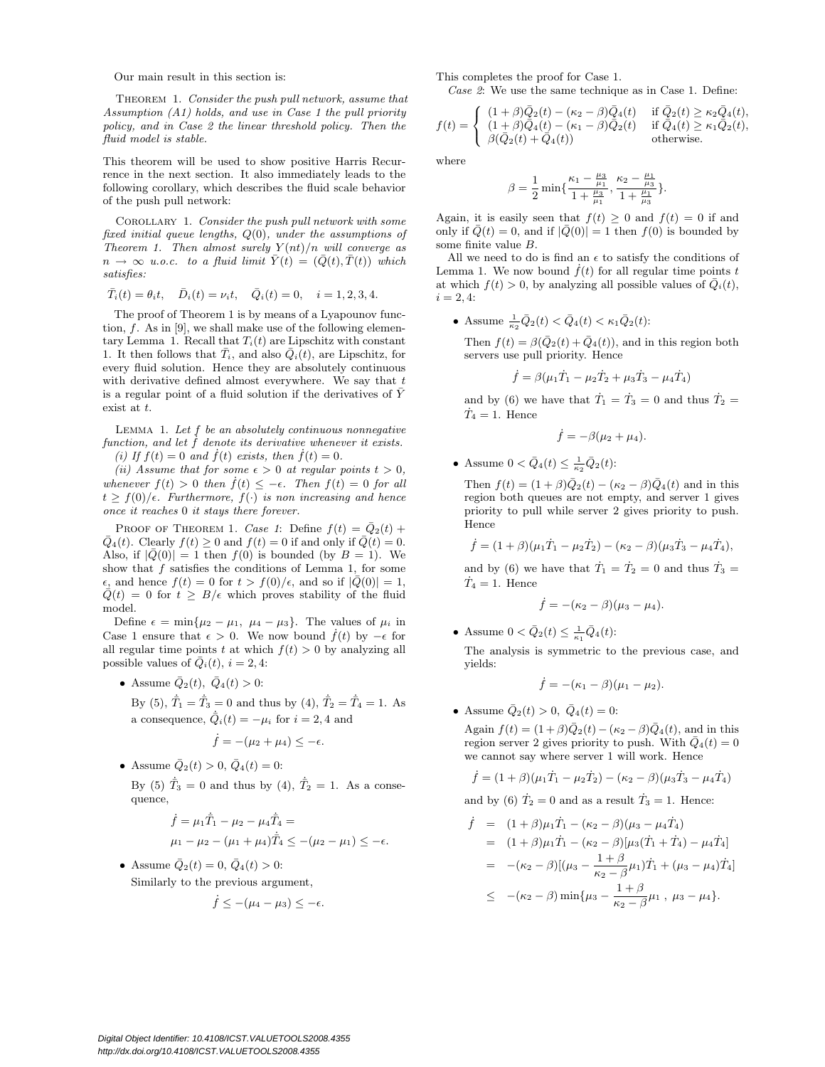Our main result in this section is:

THEOREM 1. *Consider the push pull network, assume that Assumption (A1) holds, and use in Case 1 the pull priority policy, and in Case 2 the linear threshold policy. Then the fluid model is stable.*

This theorem will be used to show positive Harris Recurrence in the next section. It also immediately leads to the following corollary, which describes the fluid scale behavior of the push pull network:

COROLLARY 1. *Consider the push pull network with some fixed initial queue lengths, $Q(0)$, under the assumptions of Theorem 1. Then almost surely $Y(nt)/n$ will converge as $n \to \infty$ u.o.c. to a fluid limit $\bar{Y}(t) = (\bar{Q}(t), \bar{T}(t))$ which satisfies:*

$$\bar{T}_i(t) = \theta_i t, \quad \bar{D}_i(t) = \nu_i t, \quad \bar{Q}_i(t) = 0, \quad i = 1, 2, 3, 4.$$

The proof of Theorem 1 is by means of a Lyapounov function, $f$. As in [9], we shall make use of the following elementary Lemma 1. Recall that $T_i(t)$ are Lipschitz with constant 1. It then follows that $\bar{T}_i$, and also $\bar{Q}_i(t)$, are Lipschitz, for every fluid solution. Hence they are absolutely continuous with derivative defined almost everywhere. We say that $t$ is a regular point of a fluid solution if the derivatives of $\bar{Y}$ exist at $t$.

LEMMA 1. *Let $f$ be an absolutely continuous nonnegative function, and let $\dot{f}$ denote its derivative whenever it exists.*
*(i) If $f(t) = 0$ and $\dot{f}(t)$ exists, then $\dot{f}(t) = 0$.*
*(ii) Assume that for some $\epsilon > 0$ at regular points $t > 0$, whenever $f(t) > 0$ then $\dot{f}(t) \le -\epsilon$. Then $f(t) = 0$ for all $t \ge f(0)/\epsilon$. Furthermore, $f(\cdot)$ is non increasing and hence once it reaches 0 it stays there forever.*

PROOF OF THEOREM 1. *Case 1*: Define $f(t) = \bar{Q}_2(t) + \bar{Q}_4(t)$. Clearly $f(t) \ge 0$ and $f(t) = 0$ if and only if $\bar{Q}(t) = 0$. Also, if $|\bar{Q}(0)| = 1$ then $f(0)$ is bounded (by $B = 1$). We show that $f$ satisfies the conditions of Lemma 1, for some $\epsilon$, and hence $f(t) = 0$ for $t > f(0)/\epsilon$, and so if $|\bar{Q}(0)| = 1$, $\bar{Q}(t) = 0$ for $t \ge B/\epsilon$ which proves stability of the fluid model.

Define $\epsilon = \min\{\mu_2 - \mu_1,\ \mu_4 - \mu_3\}$. The values of $\mu_i$ in Case 1 ensure that $\epsilon > 0$. We now bound $\dot{f}(t)$ by $-\epsilon$ for all regular time points $t$ at which $f(t) > 0$ by analyzing all possible values of $\bar{Q}_i(t)$, $i = 2, 4$:

- Assume $\bar{Q}_2(t),\ \bar{Q}_4(t) > 0$:

  By (5), $\dot{\bar{T}}_1 = \dot{\bar{T}}_3 = 0$ and thus by (4), $\dot{\bar{T}}_2 = \dot{\bar{T}}_4 = 1$. As a consequence, $\dot{\bar{Q}}_i(t) = -\mu_i$ for $i = 2, 4$ and

  $$\dot{f} = -(\mu_2 + \mu_4) \le -\epsilon.$$

- Assume $\bar{Q}_2(t) > 0$, $\bar{Q}_4(t) = 0$:

  By (5) $\dot{\bar{T}}_3 = 0$ and thus by (4), $\dot{\bar{T}}_2 = 1$. As a consequence,

  $$\begin{aligned}\dot{f} &= \mu_1 \dot{\bar{T}}_1 - \mu_2 - \mu_4 \dot{\bar{T}}_4 = \\ &\mu_1 - \mu_2 - (\mu_1 + \mu_4)\dot{\bar{T}}_4 \le -(\mu_2 - \mu_1) \le -\epsilon.\end{aligned}$$

- Assume $\bar{Q}_2(t) = 0$, $\bar{Q}_4(t) > 0$:

  Similarly to the previous argument,

  $$\dot{f} \le -(\mu_4 - \mu_3) \le -\epsilon.$$

This completes the proof for Case 1.

*Case 2*: We use the same technique as in Case 1. Define:

$$f(t) = \begin{cases} (1+\beta)\bar{Q}_2(t) - (\kappa_2 - \beta)\bar{Q}_4(t) & \text{if } \bar{Q}_2(t) \ge \kappa_2 \bar{Q}_4(t), \\ (1+\beta)\bar{Q}_4(t) - (\kappa_1 - \beta)\bar{Q}_2(t) & \text{if } \bar{Q}_4(t) \ge \kappa_1 \bar{Q}_2(t), \\ \beta(\bar{Q}_2(t) + \bar{Q}_4(t)) & \text{otherwise.} \end{cases}$$

where

$$\beta = \frac{1}{2}\min\{\frac{\kappa_1 - \frac{\mu_3}{\mu_1}}{1 + \frac{\mu_3}{\mu_1}}, \frac{\kappa_2 - \frac{\mu_1}{\mu_3}}{1 + \frac{\mu_1}{\mu_3}}\}.$$

Again, it is easily seen that $f(t) \ge 0$ and $f(t) = 0$ if and only if $\bar{Q}(t) = 0$, and if $|\bar{Q}(0)| = 1$ then $f(0)$ is bounded by some finite value $B$.

All we need to do is find an $\epsilon$ to satisfy the conditions of Lemma 1. We now bound $\dot{f}(t)$ for all regular time points $t$ at which $f(t) > 0$, by analyzing all possible values of $\bar{Q}_i(t)$, $i = 2, 4$:

- Assume $\frac{1}{\kappa_2}\bar{Q}_2(t) < \bar{Q}_4(t) < \kappa_1 \bar{Q}_2(t)$:

  Then $f(t) = \beta(\bar{Q}_2(t) + \bar{Q}_4(t))$, and in this region both servers use pull priority. Hence

  $$\dot{f} = \beta(\mu_1 \dot{T}_1 - \mu_2 \dot{T}_2 + \mu_3 \dot{T}_3 - \mu_4 \dot{T}_4)$$

  and by (6) we have that $\dot{T}_1 = \dot{T}_3 = 0$ and thus $\dot{T}_2 = \dot{T}_4 = 1$. Hence

  $$\dot{f} = -\beta(\mu_2 + \mu_4).$$

- Assume $0 < \bar{Q}_4(t) \le \frac{1}{\kappa_2}\bar{Q}_2(t)$:

  Then $f(t) = (1+\beta)\bar{Q}_2(t) - (\kappa_2 - \beta)\bar{Q}_4(t)$ and in this region both queues are not empty, and server 1 gives priority to pull while server 2 gives priority to push. Hence

  $$\dot{f} = (1+\beta)(\mu_1 \dot{T}_1 - \mu_2 \dot{T}_2) - (\kappa_2 - \beta)(\mu_3 \dot{T}_3 - \mu_4 \dot{T}_4),$$

  and by (6) we have that $\dot{T}_1 = \dot{T}_2 = 0$ and thus $\dot{T}_3 = \dot{T}_4 = 1$. Hence

  $$\dot{f} = -(\kappa_2 - \beta)(\mu_3 - \mu_4).$$

- Assume $0 < \bar{Q}_2(t) \le \frac{1}{\kappa_1}\bar{Q}_4(t)$:

  The analysis is symmetric to the previous case, and yields:

  $$\dot{f} = -(\kappa_1 - \beta)(\mu_1 - \mu_2).$$

- Assume $\bar{Q}_2(t) > 0$, $\bar{Q}_4(t) = 0$:

  Again $f(t) = (1+\beta)\bar{Q}_2(t) - (\kappa_2 - \beta)\bar{Q}_4(t)$, and in this region server 2 gives priority to push. With $\bar{Q}_4(t) = 0$ we cannot say where server 1 will work. Hence

  $$\dot{f} = (1+\beta)(\mu_1 \dot{T}_1 - \mu_2 \dot{T}_2) - (\kappa_2 - \beta)(\mu_3 \dot{T}_3 - \mu_4 \dot{T}_4)$$

  and by (6) $\dot{T}_2 = 0$ and as a result $\dot{T}_3 = 1$. Hence:

  $$\begin{aligned}\dot{f} &= (1+\beta)\mu_1 \dot{T}_1 - (\kappa_2 - \beta)(\mu_3 - \mu_4 \dot{T}_4) \\ &= (1+\beta)\mu_1 \dot{T}_1 - (\kappa_2 - \beta)[\mu_3(\dot{T}_1 + \dot{T}_4) - \mu_4 \dot{T}_4] \\ &= -(\kappa_2 - \beta)[(\mu_3 - \frac{1+\beta}{\kappa_2 - \beta}\mu_1)\dot{T}_1 + (\mu_3 - \mu_4)\dot{T}_4] \\ &\le -(\kappa_2 - \beta)\min\{\mu_3 - \frac{1+\beta}{\kappa_2 - \beta}\mu_1\ ,\ \mu_3 - \mu_4\}.\end{aligned}$$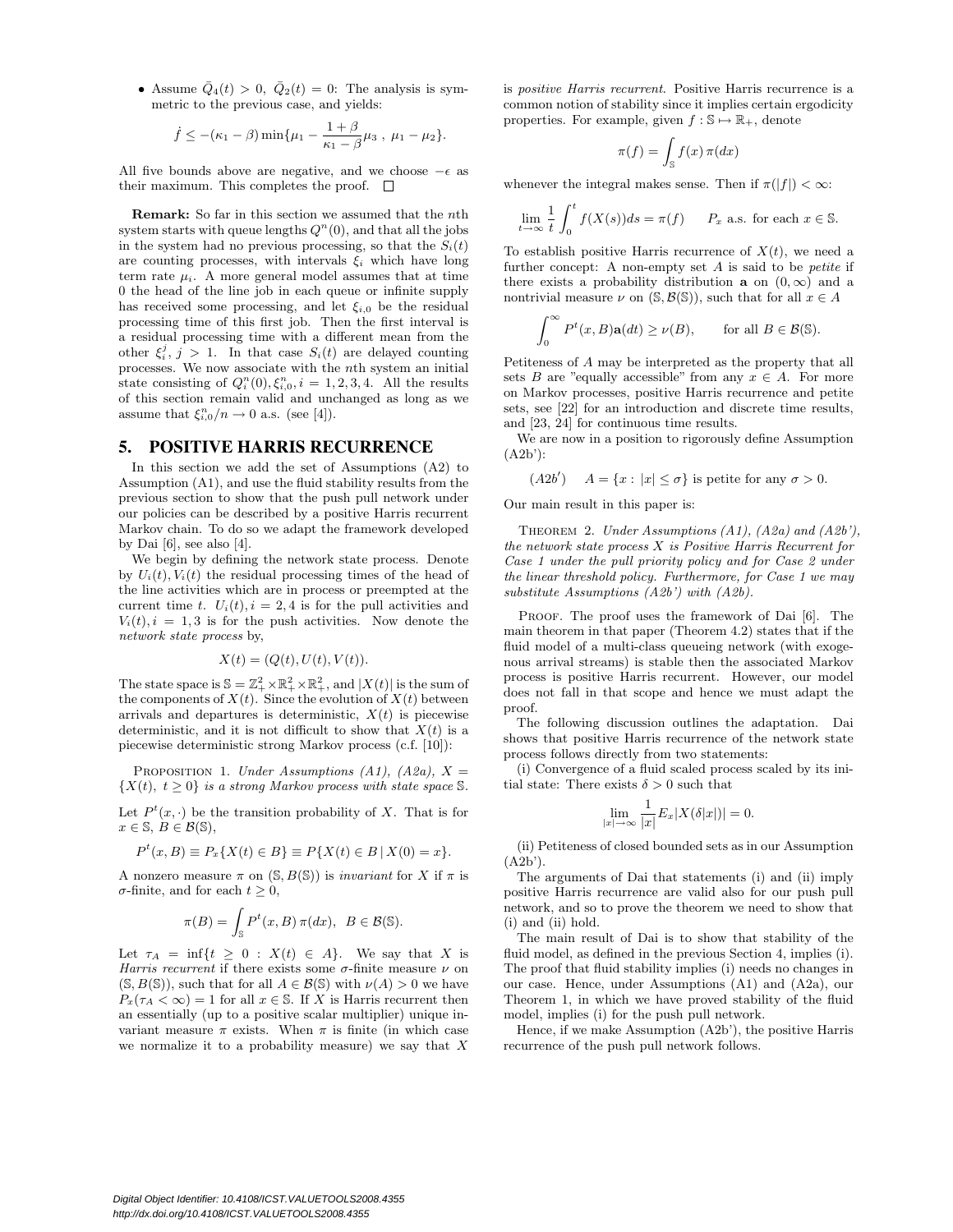- Assume $\bar{Q}_4(t) > 0$, $\bar{Q}_2(t) = 0$: The analysis is symmetric to the previous case, and yields:

$$\dot{f} \leq -(\kappa_1 - \beta)\min\{\mu_1 - \frac{1+\beta}{\kappa_1 - \beta}\mu_3\ ,\ \mu_1 - \mu_2\}.$$

All five bounds above are negative, and we choose $-\epsilon$ as their maximum. This completes the proof. □

**Remark:** So far in this section we assumed that the $n$th system starts with queue lengths $Q^n(0)$, and that all the jobs in the system had no previous processing, so that the $S_i(t)$ are counting processes, with intervals $\xi_i$ which have long term rate $\mu_i$. A more general model assumes that at time 0 the head of the line job in each queue or infinite supply has received some processing, and let $\xi_{i,0}$ be the residual processing time of this first job. Then the first interval is a residual processing time with a different mean from the other $\xi_i^j$, $j > 1$. In that case $S_i(t)$ are delayed counting processes. We now associate with the $n$th system an initial state consisting of $Q_i^n(0), \xi_{i,0}^n, i = 1, 2, 3, 4$. All the results of this section remain valid and unchanged as long as we assume that $\xi_{i,0}^n/n \to 0$ a.s. (see [4]).

## 5. POSITIVE HARRIS RECURRENCE

In this section we add the set of Assumptions (A2) to Assumption (A1), and use the fluid stability results from the previous section to show that the push pull network under our policies can be described by a positive Harris recurrent Markov chain. To do so we adapt the framework developed by Dai [6], see also [4].

We begin by defining the network state process. Denote by $U_i(t), V_i(t)$ the residual processing times of the head of the line activities which are in process or preempted at the current time $t$. $U_i(t), i = 2, 4$ is for the pull activities and $V_i(t), i = 1, 3$ is for the push activities. Now denote the *network state process* by,

$$X(t) = (Q(t), U(t), V(t)).$$

The state space is $\mathbb{S} = \mathbb{Z}_+^4 \times \mathbb{R}_+^2 \times \mathbb{R}_+^2$, and $|X(t)|$ is the sum of the components of $X(t)$. Since the evolution of $X(t)$ between arrivals and departures is deterministic, $X(t)$ is piecewise deterministic, and it is not difficult to show that $X(t)$ is a piecewise deterministic strong Markov process (c.f. [10]):

Proposition 1. *Under Assumptions (A1), (A2a), $X = \{X(t),\ t \geq 0\}$ is a strong Markov process with state space $\mathbb{S}$.*

Let $P^t(x, \cdot)$ be the transition probability of $X$. That is for $x \in \mathbb{S}$, $B \in \mathcal{B}(\mathbb{S})$,

$$P^t(x, B) \equiv P_x\{X(t) \in B\} \equiv P\{X(t) \in B \,|\, X(0) = x\}.$$

A nonzero measure $\pi$ on $(\mathbb{S}, B(\mathbb{S}))$ is *invariant* for $X$ if $\pi$ is $\sigma$-finite, and for each $t \geq 0$,

$$\pi(B) = \int_{\mathbb{S}} P^t(x, B)\, \pi(dx), \quad B \in \mathcal{B}(\mathbb{S}).$$

Let $\tau_A = \inf\{t \geq 0 : X(t) \in A\}$. We say that $X$ is *Harris recurrent* if there exists some $\sigma$-finite measure $\nu$ on $(\mathbb{S}, B(\mathbb{S}))$, such that for all $A \in \mathcal{B}(\mathbb{S})$ with $\nu(A) > 0$ we have $P_x(\tau_A < \infty) = 1$ for all $x \in \mathbb{S}$. If $X$ is Harris recurrent then an essentially (up to a positive scalar multiplier) unique invariant measure $\pi$ exists. When $\pi$ is finite (in which case we normalize it to a probability measure) we say that $X$ is *positive Harris recurrent*. Positive Harris recurrence is a common notion of stability since it implies certain ergodicity properties. For example, given $f : \mathbb{S} \mapsto \mathbb{R}_+$, denote

$$\pi(f) = \int_{\mathbb{S}} f(x)\, \pi(dx)$$

whenever the integral makes sense. Then if $\pi(|f|) < \infty$:

$$\lim_{t\to\infty} \frac{1}{t}\int_0^t f(X(s))ds = \pi(f) \qquad P_x \text{ a.s. for each } x \in \mathbb{S}.$$

To establish positive Harris recurrence of $X(t)$, we need a further concept: A non-empty set $A$ is said to be *petite* if there exists a probability distribution $\mathbf{a}$ on $(0, \infty)$ and a nontrivial measure $\nu$ on $(\mathbb{S}, \mathcal{B}(\mathbb{S}))$, such that for all $x \in A$

$$\int_0^\infty P^t(x, B)\mathbf{a}(dt) \geq \nu(B), \qquad \text{for all } B \in \mathcal{B}(\mathbb{S}).$$

Petiteness of $A$ may be interpreted as the property that all sets $B$ are "equally accessible" from any $x \in A$. For more on Markov processes, positive Harris recurrence and petite sets, see [22] for an introduction and discrete time results, and [23, 24] for continuous time results.

We are now in a position to rigorously define Assumption (A2b'):

$$(A2b') \quad A = \{x : |x| \leq \sigma\} \text{ is petite for any } \sigma > 0.$$

Our main result in this paper is:

Theorem 2. *Under Assumptions (A1), (A2a) and (A2b'), the network state process $X$ is Positive Harris Recurrent for Case 1 under the pull priority policy and for Case 2 under the linear threshold policy. Furthermore, for Case 1 we may substitute Assumptions (A2b') with (A2b).*

Proof. The proof uses the framework of Dai [6]. The main theorem in that paper (Theorem 4.2) states that if the fluid model of a multi-class queueing network (with exogenous arrival streams) is stable then the associated Markov process is positive Harris recurrent. However, our model does not fall in that scope and hence we must adapt the proof.

The following discussion outlines the adaptation. Dai shows that positive Harris recurrence of the network state process follows directly from two statements:

(i) Convergence of a fluid scaled process scaled by its initial state: There exists $\delta > 0$ such that

$$\lim_{|x|\to\infty} \frac{1}{|x|} E_x|X(\delta|x|)| = 0.$$

(ii) Petiteness of closed bounded sets as in our Assumption (A2b').

The arguments of Dai that statements (i) and (ii) imply positive Harris recurrence are valid also for our push pull network, and so to prove the theorem we need to show that (i) and (ii) hold.

The main result of Dai is to show that stability of the fluid model, as defined in the previous Section 4, implies (i). The proof that fluid stability implies (i) needs no changes in our case. Hence, under Assumptions (A1) and (A2a), our Theorem 1, in which we have proved stability of the fluid model, implies (i) for the push pull network.

Hence, if we make Assumption (A2b'), the positive Harris recurrence of the push pull network follows.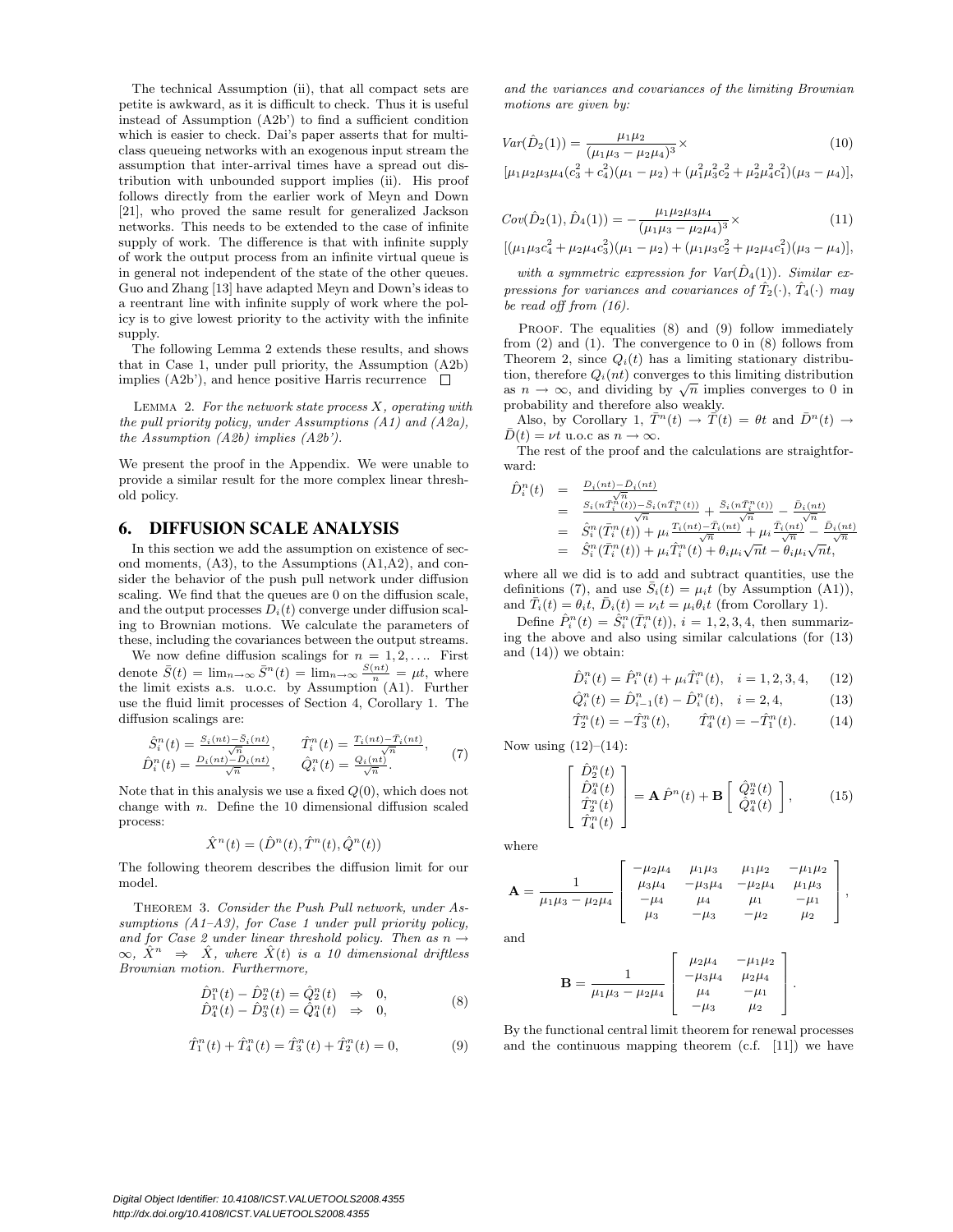The technical Assumption (ii), that all compact sets are petite is awkward, as it is difficult to check. Thus it is useful instead of Assumption (A2b') to find a sufficient condition which is easier to check. Dai's paper asserts that for multi-class queueing networks with an exogenous input stream the assumption that inter-arrival times have a spread out distribution with unbounded support implies (ii). His proof follows directly from the earlier work of Meyn and Down [21], who proved the same result for generalized Jackson networks. This needs to be extended to the case of infinite supply of work. The difference is that with infinite supply of work the output process from an infinite virtual queue is in general not independent of the state of the other queues. Guo and Zhang [13] have adapted Meyn and Down's ideas to a reentrant line with infinite supply of work where the policy is to give lowest priority to the activity with the infinite supply.

The following Lemma 2 extends these results, and shows that in Case 1, under pull priority, the Assumption (A2b) implies (A2b'), and hence positive Harris recurrence $\square$

LEMMA 2. *For the network state process $X$, operating with the pull priority policy, under Assumptions (A1) and (A2a), the Assumption (A2b) implies (A2b').*

We present the proof in the Appendix. We were unable to provide a similar result for the more complex linear threshold policy.

## 6. DIFFUSION SCALE ANALYSIS

In this section we add the assumption on existence of second moments, (A3), to the Assumptions (A1,A2), and consider the behavior of the push pull network under diffusion scaling. We find that the queues are 0 on the diffusion scale, and the output processes $D_i(t)$ converge under diffusion scaling to Brownian motions. We calculate the parameters of these, including the covariances between the output streams.

We now define diffusion scalings for $n = 1, 2, \ldots$. First denote $\bar{S}(t) = \lim_{n\to\infty} \bar{S}^n(t) = \lim_{n\to\infty} \frac{S(nt)}{n} = \mu t$, where the limit exists a.s. u.o.c. by Assumption (A1). Further use the fluid limit processes of Section 4, Corollary 1. The diffusion scalings are:

$$
\begin{array}{ll}
\hat{S}_i^n(t) = \frac{S_i(nt)-\bar{S}_i(nt)}{\sqrt{n}}, & \hat{T}_i^n(t) = \frac{T_i(nt)-\bar{T}_i(nt)}{\sqrt{n}}, \\
\hat{D}_i^n(t) = \frac{D_i(nt)-\bar{D}_i(nt)}{\sqrt{n}}, & \hat{Q}_i^n(t) = \frac{Q_i(nt)}{\sqrt{n}}.
\end{array}
\quad (7)
$$

Note that in this analysis we use a fixed $Q(0)$, which does not change with $n$. Define the 10 dimensional diffusion scaled process:

$$
\hat{X}^n(t) = (\hat{D}^n(t), \hat{T}^n(t), \hat{Q}^n(t))
$$

The following theorem describes the diffusion limit for our model.

THEOREM 3. *Consider the Push Pull network, under Assumptions (A1–A3), for Case 1 under pull priority policy, and for Case 2 under linear threshold policy. Then as $n \to \infty$, $\hat{X}^n \Rightarrow \hat{X}$, where $\hat{X}(t)$ is a 10 dimensional driftless Brownian motion. Furthermore,*

$$
\begin{array}{l}
\hat{D}_1^n(t) - \hat{D}_2^n(t) = \hat{Q}_2^n(t) \Rightarrow 0, \\
\hat{D}_4^n(t) - \hat{D}_3^n(t) = \hat{Q}_4^n(t) \Rightarrow 0,
\end{array}
\quad (8)
$$

$$
\hat{T}_1^n(t) + \hat{T}_4^n(t) = \hat{T}_3^n(t) + \hat{T}_2^n(t) = 0, \quad (9)
$$

*and the variances and covariances of the limiting Brownian motions are given by:*

$$
Var(\hat{D}_2(1)) = \frac{\mu_1\mu_2}{(\mu_1\mu_3 - \mu_2\mu_4)^3} \times \quad (10)
$$
$$
[\mu_1\mu_2\mu_3\mu_4(c_3^2 + c_4^2)(\mu_1 - \mu_2) + (\mu_1^2\mu_3^2 c_2^2 + \mu_2^2\mu_4^2 c_1^2)(\mu_3 - \mu_4)],
$$

$$
Cov(\hat{D}_2(1), \hat{D}_4(1)) = -\frac{\mu_1\mu_2\mu_3\mu_4}{(\mu_1\mu_3 - \mu_2\mu_4)^3} \times \quad (11)
$$
$$
[(\mu_1\mu_3 c_4^2 + \mu_2\mu_4 c_3^2)(\mu_1 - \mu_2) + (\mu_1\mu_3 c_2^2 + \mu_2\mu_4 c_1^2)(\mu_3 - \mu_4)],
$$

*with a symmetric expression for $Var(\hat{D}_4(1))$. Similar expressions for variances and covariances of $\hat{T}_2(\cdot), \hat{T}_4(\cdot)$ may be read off from (16).*

PROOF. The equalities (8) and (9) follow immediately from (2) and (1). The convergence to 0 in (8) follows from Theorem 2, since $Q_i(t)$ has a limiting stationary distribution, therefore $Q_i(nt)$ converges to this limiting distribution as $n \to \infty$, and dividing by $\sqrt{n}$ implies converges to 0 in probability and therefore also weakly.

Also, by Corollary 1, $\bar{T}^n(t) \to \bar{T}(t) = \theta t$ and $\bar{D}^n(t) \to \bar{D}(t) = \nu t$ u.o.c as $n \to \infty$.

The rest of the proof and the calculations are straightforward:

$$
\begin{array}{rcl}
\hat{D}_i^n(t) & = & \frac{D_i(nt)-\bar{D}_i(nt)}{\sqrt{n}} \\
& = & \frac{S_i(n\bar{T}_i^n(t))-\bar{S}_i(n\bar{T}_i^n(t))}{\sqrt{n}} + \frac{\bar{S}_i(n\bar{T}_i^n(t))}{\sqrt{n}} - \frac{\bar{D}_i(nt)}{\sqrt{n}} \\
& = & \hat{S}_i^n(\bar{T}_i^n(t)) + \mu_i \frac{T_i(nt)-\bar{T}_i(nt)}{\sqrt{n}} + \mu_i \frac{\bar{T}_i(nt)}{\sqrt{n}} - \frac{\bar{D}_i(nt)}{\sqrt{n}} \\
& = & \hat{S}_i^n(\bar{T}_i^n(t)) + \mu_i \hat{T}_i^n(t) + \theta_i\mu_i\sqrt{n}t - \theta_i\mu_i\sqrt{n}t,
\end{array}
$$

where all we did is to add and subtract quantities, use the definitions (7), and use $\bar{S}_i(t) = \mu_i t$ (by Assumption (A1)), and $\bar{T}_i(t) = \theta_i t$, $\bar{D}_i(t) = \nu_i t = \mu_i\theta_i t$ (from Corollary 1).

Define $\hat{P}_i^n(t) = \hat{S}_i^n(\bar{T}_i^n(t))$, $i = 1, 2, 3, 4$, then summarizing the above and also using similar calculations (for (13) and (14)) we obtain:

$$
\hat{D}_i^n(t) = \hat{P}_i^n(t) + \mu_i \hat{T}_i^n(t), \quad i = 1, 2, 3, 4, \quad (12)
$$
$$
\hat{Q}_i^n(t) = \hat{D}_{i-1}^n(t) - \hat{D}_i^n(t), \quad i = 2, 4, \quad (13)
$$
$$
\hat{T}_2^n(t) = -\hat{T}_3^n(t), \qquad \hat{T}_4^n(t) = -\hat{T}_1^n(t). \quad (14)
$$

Now using (12)–(14):

$$
\begin{bmatrix} \hat{D}_2^n(t) \\ \hat{D}_4^n(t) \\ \hat{T}_2^n(t) \\ \hat{T}_4^n(t) \end{bmatrix} = \mathbf{A}\,\hat{P}^n(t) + \mathbf{B} \begin{bmatrix} \hat{Q}_2^n(t) \\ \hat{Q}_4^n(t) \end{bmatrix}, \quad (15)
$$

where

$$
\mathbf{A} = \frac{1}{\mu_1\mu_3 - \mu_2\mu_4} \begin{bmatrix} -\mu_2\mu_4 & \mu_1\mu_3 & \mu_1\mu_2 & -\mu_1\mu_2 \\ \mu_3\mu_4 & -\mu_3\mu_4 & -\mu_2\mu_4 & \mu_1\mu_3 \\ -\mu_4 & \mu_4 & \mu_1 & -\mu_1 \\ \mu_3 & -\mu_3 & -\mu_2 & \mu_2 \end{bmatrix},
$$

and

$$
\mathbf{B} = \frac{1}{\mu_1\mu_3 - \mu_2\mu_4} \begin{bmatrix} \mu_2\mu_4 & -\mu_1\mu_2 \\ -\mu_3\mu_4 & \mu_2\mu_4 \\ \mu_4 & -\mu_1 \\ -\mu_3 & \mu_2 \end{bmatrix}.
$$

By the functional central limit theorem for renewal processes and the continuous mapping theorem (c.f. [11]) we have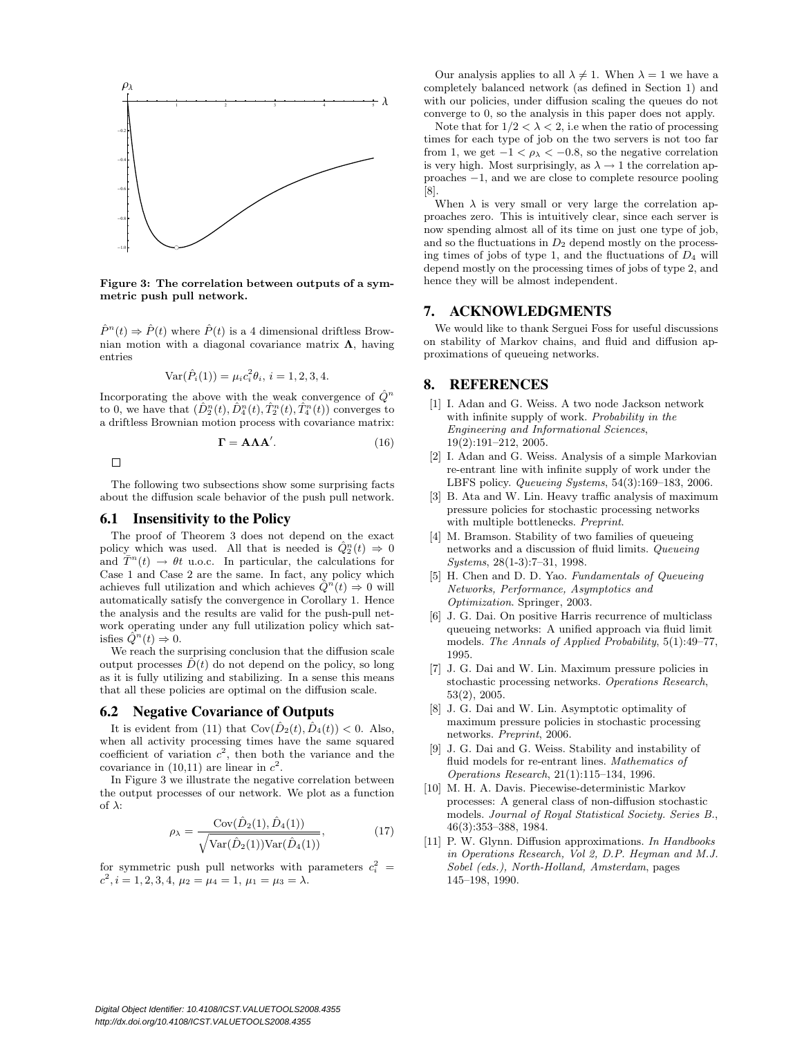Figure 3: The correlation between outputs of a symmetric push pull network.

$\hat{P}^n(t) \Rightarrow \hat{P}(t)$ where $\hat{P}(t)$ is a 4 dimensional driftless Brownian motion with a diagonal covariance matrix $\mathbf{\Lambda}$, having entries

$$\mathrm{Var}(\hat{P}_i(1)) = \mu_i c_i^2 \theta_i,\ i = 1, 2, 3, 4.$$

Incorporating the above with the weak convergence of $\hat{Q}^n$ to 0, we have that $(\hat{D}_2^n(t), \hat{D}_4^n(t), \hat{T}_2^n(t), \hat{T}_4^n(t))$ converges to a driftless Brownian motion process with covariance matrix:

$$\mathbf{\Gamma} = \mathbf{A}\mathbf{\Lambda}\mathbf{A}'. \tag{16}$$

□

The following two subsections show some surprising facts about the diffusion scale behavior of the push pull network.

## 6.1 Insensitivity to the Policy

The proof of Theorem 3 does not depend on the exact policy which was used. All that is needed is $\hat{Q}_2^n(t) \Rightarrow 0$ and $\bar{T}^n(t) \to \theta t$ u.o.c. In particular, the calculations for Case 1 and Case 2 are the same. In fact, any policy which achieves full utilization and which achieves $\hat{Q}^n(t) \Rightarrow 0$ will automatically satisfy the convergence in Corollary 1. Hence the analysis and the results are valid for the push-pull network operating under any full utilization policy which satisfies $\hat{Q}^n(t) \Rightarrow 0$.

We reach the surprising conclusion that the diffusion scale output processes $\hat{D}(t)$ do not depend on the policy, so long as it is fully utilizing and stabilizing. In a sense this means that all these policies are optimal on the diffusion scale.

## 6.2 Negative Covariance of Outputs

It is evident from (11) that $\mathrm{Cov}(\hat{D}_2(t), \hat{D}_4(t)) < 0$. Also, when all activity processing times have the same squared coefficient of variation $c^2$, then both the variance and the covariance in (10,11) are linear in $c^2$.

In Figure 3 we illustrate the negative correlation between the output processes of our network. We plot as a function of $\lambda$:

$$\rho_\lambda = \frac{\mathrm{Cov}(\hat{D}_2(1), \hat{D}_4(1))}{\sqrt{\mathrm{Var}(\hat{D}_2(1))\mathrm{Var}(\hat{D}_4(1))}}, \tag{17}$$

for symmetric push pull networks with parameters $c_i^2 = c^2, i = 1, 2, 3, 4,\ \mu_2 = \mu_4 = 1,\ \mu_1 = \mu_3 = \lambda$.

Our analysis applies to all $\lambda \neq 1$. When $\lambda = 1$ we have a completely balanced network (as defined in Section 1) and with our policies, under diffusion scaling the queues do not converge to 0, so the analysis in this paper does not apply.

Note that for $1/2 < \lambda < 2$, i.e when the ratio of processing times for each type of job on the two servers is not too far from 1, we get $-1 < \rho_\lambda < -0.8$, so the negative correlation is very high. Most surprisingly, as $\lambda \to 1$ the correlation approaches $-1$, and we are close to complete resource pooling [8].

When $\lambda$ is very small or very large the correlation approaches zero. This is intuitively clear, since each server is now spending almost all of its time on just one type of job, and so the fluctuations in $D_2$ depend mostly on the processing times of jobs of type 1, and the fluctuations of $D_4$ will depend mostly on the processing times of jobs of type 2, and hence they will be almost independent.

# 7. ACKNOWLEDGMENTS

We would like to thank Serguei Foss for useful discussions on stability of Markov chains, and fluid and diffusion approximations of queueing networks.

# 8. REFERENCES

[1] I. Adan and G. Weiss. A two node Jackson network with infinite supply of work. *Probability in the Engineering and Informational Sciences*, 19(2):191–212, 2005.

[2] I. Adan and G. Weiss. Analysis of a simple Markovian re-entrant line with infinite supply of work under the LBFS policy. *Queueing Systems*, 54(3):169–183, 2006.

[3] B. Ata and W. Lin. Heavy traffic analysis of maximum pressure policies for stochastic processing networks with multiple bottlenecks. *Preprint*.

[4] M. Bramson. Stability of two families of queueing networks and a discussion of fluid limits. *Queueing Systems*, 28(1-3):7–31, 1998.

[5] H. Chen and D. D. Yao. *Fundamentals of Queueing Networks, Performance, Asymptotics and Optimization*. Springer, 2003.

[6] J. G. Dai. On positive Harris recurrence of multiclass queueing networks: A unified approach via fluid limit models. *The Annals of Applied Probability*, 5(1):49–77, 1995.

[7] J. G. Dai and W. Lin. Maximum pressure policies in stochastic processing networks. *Operations Research*, 53(2), 2005.

[8] J. G. Dai and W. Lin. Asymptotic optimality of maximum pressure policies in stochastic processing networks. *Preprint*, 2006.

[9] J. G. Dai and G. Weiss. Stability and instability of fluid models for re-entrant lines. *Mathematics of Operations Research*, 21(1):115–134, 1996.

[10] M. H. A. Davis. Piecewise-deterministic Markov processes: A general class of non-diffusion stochastic models. *Journal of Royal Statistical Society. Series B.*, 46(3):353–388, 1984.

[11] P. W. Glynn. Diffusion approximations. *In Handbooks in Operations Research, Vol 2, D.P. Heyman and M.J. Sobel (eds.), North-Holland, Amsterdam*, pages 145–198, 1990.

Digital Object Identifier: 10.4108/ICST.VALUETOOLS2008.4355
http://dx.doi.org/10.4108/ICST.VALUETOOLS2008.4355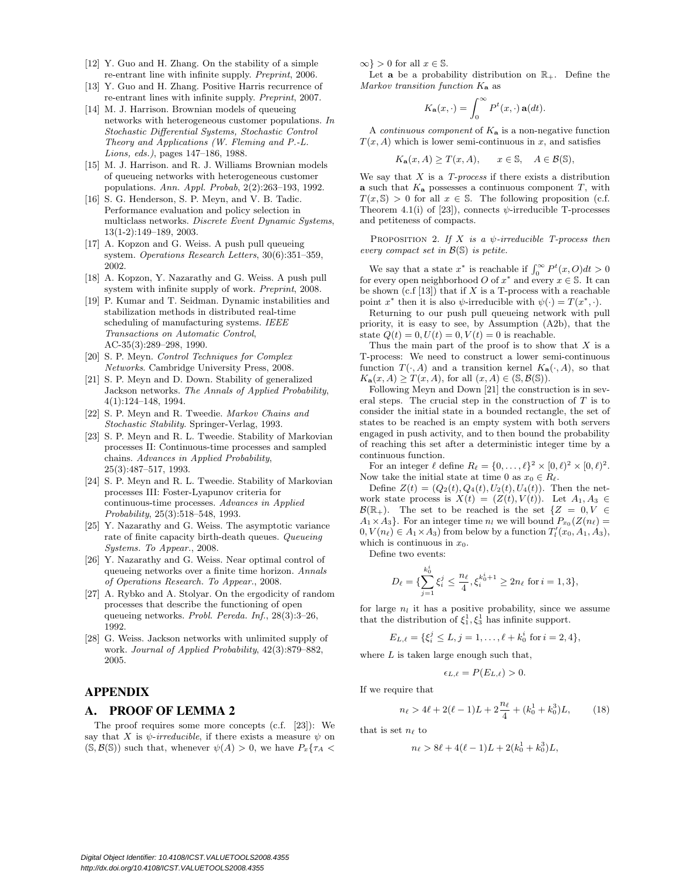[12] Y. Guo and H. Zhang. On the stability of a simple re-entrant line with infinite supply. *Preprint*, 2006.

[13] Y. Guo and H. Zhang. Positive Harris recurrence of re-entrant lines with infinite supply. *Preprint*, 2007.

[14] M. J. Harrison. Brownian models of queueing networks with heterogeneous customer populations. *In Stochastic Differential Systems, Stochastic Control Theory and Applications (W. Fleming and P.-L. Lions, eds.)*, pages 147–186, 1988.

[15] M. J. Harrison. and R. J. Williams Brownian models of queueing networks with heterogeneous customer populations. *Ann. Appl. Probab*, 2(2):263–193, 1992.

[16] S. G. Henderson, S. P. Meyn, and V. B. Tadic. Performance evaluation and policy selection in multiclass networks. *Discrete Event Dynamic Systems*, 13(1-2):149–189, 2003.

[17] A. Kopzon and G. Weiss. A push pull queueing system. *Operations Research Letters*, 30(6):351–359, 2002.

[18] A. Kopzon, Y. Nazarathy and G. Weiss. A push pull system with infinite supply of work. *Preprint*, 2008.

[19] P. Kumar and T. Seidman. Dynamic instabilities and stabilization methods in distributed real-time scheduling of manufacturing systems. *IEEE Transactions on Automatic Control*, AC-35(3):289–298, 1990.

[20] S. P. Meyn. *Control Techniques for Complex Networks*. Cambridge University Press, 2008.

[21] S. P. Meyn and D. Down. Stability of generalized Jackson networks. *The Annals of Applied Probability*, 4(1):124–148, 1994.

[22] S. P. Meyn and R. Tweedie. *Markov Chains and Stochastic Stability*. Springer-Verlag, 1993.

[23] S. P. Meyn and R. L. Tweedie. Stability of Markovian processes II: Continuous-time processes and sampled chains. *Advances in Applied Probability*, 25(3):487–517, 1993.

[24] S. P. Meyn and R. L. Tweedie. Stability of Markovian processes III: Foster-Lyapunov criteria for continuous-time processes. *Advances in Applied Probability*, 25(3):518–548, 1993.

[25] Y. Nazarathy and G. Weiss. The asymptotic variance rate of finite capacity birth-death queues. *Queueing Systems. To Appear.*, 2008.

[26] Y. Nazarathy and G. Weiss. Near optimal control of queueing networks over a finite time horizon. *Annals of Operations Research. To Appear.*, 2008.

[27] A. Rybko and A. Stolyar. On the ergodicity of random processes that describe the functioning of open queueing networks. *Probl. Pereda. Inf.*, 28(3):3–26, 1992.

[28] G. Weiss. Jackson networks with unlimited supply of work. *Journal of Applied Probability*, 42(3):879–882, 2005.

# APPENDIX

## A. PROOF OF LEMMA 2

The proof requires some more concepts (c.f. [23]): We say that $X$ is *$\psi$-irreducible*, if there exists a measure $\psi$ on $(\mathbb{S}, \mathcal{B}(\mathbb{S}))$ such that, whenever $\psi(A) > 0$, we have $P_x\{\tau_A < \infty\} > 0$ for all $x \in \mathbb{S}$.

Let $\mathbf{a}$ be a probability distribution on $\mathbb{R}_+$. Define the *Markov transition function* $K_{\mathbf{a}}$ as

$$K_{\mathbf{a}}(x, \cdot) = \int_0^\infty P^t(x, \cdot)\, \mathbf{a}(dt).$$

A *continuous component* of $K_{\mathbf{a}}$ is a non-negative function $T(x, A)$ which is lower semi-continuous in $x$, and satisfies

$$K_{\mathbf{a}}(x, A) \geq T(x, A), \qquad x \in \mathbb{S}, \quad A \in \mathcal{B}(\mathbb{S}),$$

We say that $X$ is a *T-process* if there exists a distribution $\mathbf{a}$ such that $K_{\mathbf{a}}$ possesses a continuous component $T$, with $T(x, \mathbb{S}) > 0$ for all $x \in \mathbb{S}$. The following proposition (c.f. Theorem 4.1(i) of [23]), connects $\psi$-irreducible T-processes and petiteness of compacts.

PROPOSITION 2. *If $X$ is a $\psi$-irreducible T-process then every compact set in $\mathcal{B}(\mathbb{S})$ is petite.*

We say that a state $x^*$ is reachable if $\int_0^\infty P^t(x, O)dt > 0$ for every open neighborhood $O$ of $x^*$ and every $x \in \mathbb{S}$. It can be shown (c.f [13]) that if $X$ is a T-process with a reachable point $x^*$ then it is also $\psi$-irreducible with $\psi(\cdot) = T(x^*, \cdot)$.

Returning to our push pull queueing network with pull priority, it is easy to see, by Assumption (A2b), that the state $Q(t) = 0, U(t) = 0, V(t) = 0$ is reachable.

Thus the main part of the proof is to show that $X$ is a T-process: We need to construct a lower semi-continuous function $T(\cdot, A)$ and a transition kernel $K_{\mathbf{a}}(\cdot, A)$, so that $K_{\mathbf{a}}(x, A) \geq T(x, A)$, for all $(x, A) \in (\mathbb{S}, \mathcal{B}(\mathbb{S}))$.

Following Meyn and Down [21] the construction is in several steps. The crucial step in the construction of $T$ is to consider the initial state in a bounded rectangle, the set of states to be reached is an empty system with both servers engaged in push activity, and to then bound the probability of reaching this set after a deterministic integer time by a continuous function.

For an integer $\ell$ define $R_\ell = \{0, \ldots, \ell\}^2 \times [0, \ell)^2 \times [0, \ell)^2$. Now take the initial state at time 0 as $x_0 \in R_\ell$.

Define $Z(t) = (Q_2(t), Q_4(t), U_2(t), U_4(t))$. Then the network state process is $X(t) = (Z(t), V(t))$. Let $A_1, A_3 \in \mathcal{B}(\mathbb{R}_+)$. The set to be reached is the set $\{Z = 0, V \in A_1 \times A_3\}$. For an integer time $n_l$ we will bound $P_{x_0}(Z(n_\ell) = 0, V(n_\ell) \in A_1 \times A_3)$ from below by a function $T_l'(x_0, A_1, A_3)$, which is continuous in $x_0$.

Define two events:

$$D_\ell = \{\sum_{j=1}^{k_0^i} \xi_i^j \leq \frac{n_\ell}{4}, \xi_i^{k_0^i+1} \geq 2n_\ell \text{ for } i = 1, 3\},$$

for large $n_l$ it has a positive probability, since we assume that the distribution of $\xi_1^1, \xi_3^1$ has infinite support.

$$E_{L,\ell} = \{\xi_i^j \leq L, j = 1, \ldots, \ell + k_0^i \text{ for } i = 2, 4\},$$

where $L$ is taken large enough such that,

$$\epsilon_{L,\ell} = P(E_{L,\ell}) > 0.$$

If we require that

$$n_\ell > 4\ell + 2(\ell - 1)L + 2\frac{n_\ell}{4} + (k_0^1 + k_0^3)L, \tag{18}$$

that is set $n_\ell$ to

$$n_\ell > 8\ell + 4(\ell - 1)L + 2(k_0^1 + k_0^3)L,$$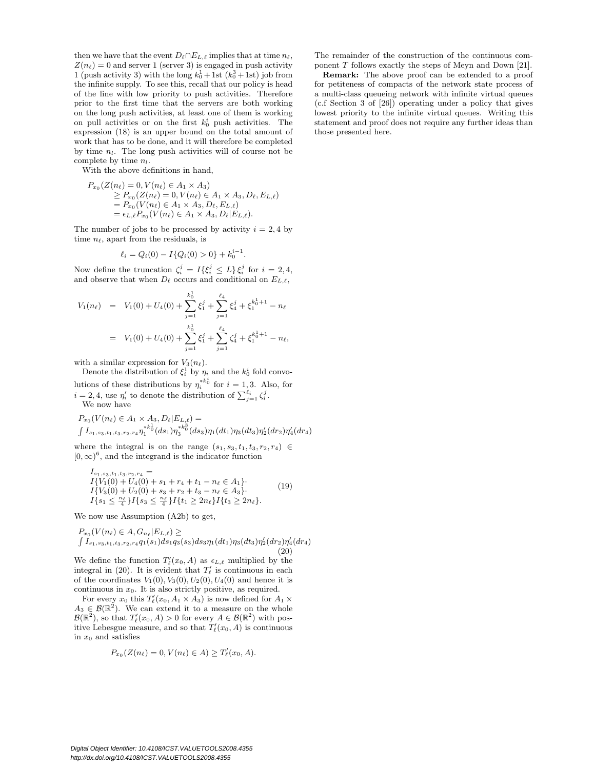then we have that the event $D_\ell \cap E_{L,\ell}$ implies that at time $n_\ell$, $Z(n_\ell) = 0$ and server 1 (server 3) is engaged in push activity 1 (push activity 3) with the long $k_0^1 + 1$st ($k_0^3 + 1$st) job from the infinite supply. To see this, recall that our policy is head of the line with low priority to push activities. Therefore prior to the first time that the servers are both working on the long push activities, at least one of them is working on pull activities or on the first $k_0^i$ push activities. The expression (18) is an upper bound on the total amount of work that has to be done, and it will therefore be completed by time $n_l$. The long push activities will of course not be complete by time $n_l$.

With the above definitions in hand,

$$
\begin{aligned}
&P_{x_0}(Z(n_\ell) = 0, V(n_\ell) \in A_1 \times A_3) \\
&\quad \geq P_{x_0}(Z(n_\ell) = 0, V(n_\ell) \in A_1 \times A_3, D_\ell, E_{L,\ell}) \\
&\quad = P_{x_0}(V(n_\ell) \in A_1 \times A_3, D_\ell, E_{L,\ell}) \\
&\quad = \epsilon_{L,\ell} P_{x_0}(V(n_\ell) \in A_1 \times A_3, D_\ell | E_{L,\ell}).
\end{aligned}
$$

The number of jobs to be processed by activity $i = 2, 4$ by time $n_\ell$, apart from the residuals, is

$$\ell_i = Q_i(0) - I\{Q_i(0) > 0\} + k_0^{i-1}.$$

Now define the truncation $\zeta_i^j = I\{\xi_i^j \leq L\} \xi_i^j$ for $i = 2, 4$, and observe that when $D_\ell$ occurs and conditional on $E_{L,\ell}$,

$$
\begin{aligned}
V_1(n_\ell) &= V_1(0) + U_4(0) + \sum_{j=1}^{k_0^1} \xi_1^j + \sum_{j=1}^{\ell_4} \xi_4^j + \xi_1^{k_0^1+1} - n_\ell \\
&= V_1(0) + U_4(0) + \sum_{j=1}^{k_0^1} \xi_1^j + \sum_{j=1}^{\ell_4} \zeta_4^j + \xi_1^{k_0^1+1} - n_\ell,
\end{aligned}
$$

with a similar expression for $V_3(n_\ell)$.

Denote the distribution of $\xi_i^1$ by $\eta_i$ and the $k_0^i$ fold convolutions of these distributions by $\eta_i^{*k_0^i}$ for $i = 1, 3$. Also, for $i = 2, 4$, use $\eta_i'$ to denote the distribution of $\sum_{j=1}^{\ell_i} \zeta_i^j$.

We now have

$$
\begin{aligned}
&P_{x_0}(V(n_\ell) \in A_1 \times A_3, D_\ell | E_{L,\ell}) = \\
&\int I_{s_1,s_3,t_1,t_3,r_2,r_4} \eta_1^{*k_0^1}(ds_1) \eta_3^{*k_0^3}(ds_3) \eta_1(dt_1) \eta_3(dt_3) \eta_2'(dr_2) \eta_4'(dr_4)
\end{aligned}
$$

where the integral is on the range $(s_1, s_3, t_1, t_3, r_2, r_4) \in [0, \infty)^6$, and the integrand is the indicator function

$$
\begin{aligned}
&I_{s_1,s_3,t_1,t_3,r_2,r_4} = \\
&I\{V_1(0) + U_4(0) + s_1 + r_4 + t_1 - n_\ell \in A_1\} \cdot \\
&I\{V_3(0) + U_2(0) + s_3 + r_2 + t_3 - n_\ell \in A_3\} \cdot \\
&I\{s_1 \leq \tfrac{n_\ell}{4}\} I\{s_3 \leq \tfrac{n_\ell}{4}\} I\{t_1 \geq 2n_\ell\} I\{t_3 \geq 2n_\ell\}.
\end{aligned}
\tag{19}
$$

We now use Assumption (A2b) to get,

$$
\begin{aligned}
&P_{x_0}(V(n_\ell) \in A, G_{n_\ell} | E_{L,\ell}) \geq \\
&\int I_{s_1,s_3,t_1,t_3,r_2,r_4} q_1(s_1) ds_1 q_3(s_3) ds_3 \eta_1(dt_1) \eta_3(dt_3) \eta_2'(dr_2) \eta_4'(dr_4)
\end{aligned}
\tag{20}
$$

We define the function $T_\ell'(x_0, A)$ as $\epsilon_{L,\ell}$ multiplied by the integral in (20). It is evident that $T_\ell'$ is continuous in each of the coordinates $V_1(0), V_3(0), U_2(0), U_4(0)$ and hence it is continuous in $x_0$. It is also strictly positive, as required.

For every $x_0$ this $T_\ell'(x_0, A_1 \times A_3)$ is now defined for $A_1 \times A_3 \in \mathcal{B}(\mathbb{R}^2)$. We can extend it to a measure on the whole $\mathcal{B}(\mathbb{R}^2)$, so that $T_\ell'(x_0, A) > 0$ for every $A \in \mathcal{B}(\mathbb{R}^2)$ with positive Lebesgue measure, and so that $T_\ell'(x_0, A)$ is continuous in $x_0$ and satisfies

$$P_{x_0}(Z(n_\ell) = 0, V(n_\ell) \in A) \geq T_\ell'(x_0, A).$$

The remainder of the construction of the continuous component $T$ follows exactly the steps of Meyn and Down [21].

**Remark:** The above proof can be extended to a proof for petiteness of compacts of the network state process of a multi-class queueing network with infinite virtual queues (c.f Section 3 of [26]) operating under a policy that gives lowest priority to the infinite virtual queues. Writing this statement and proof does not require any further ideas than those presented here.